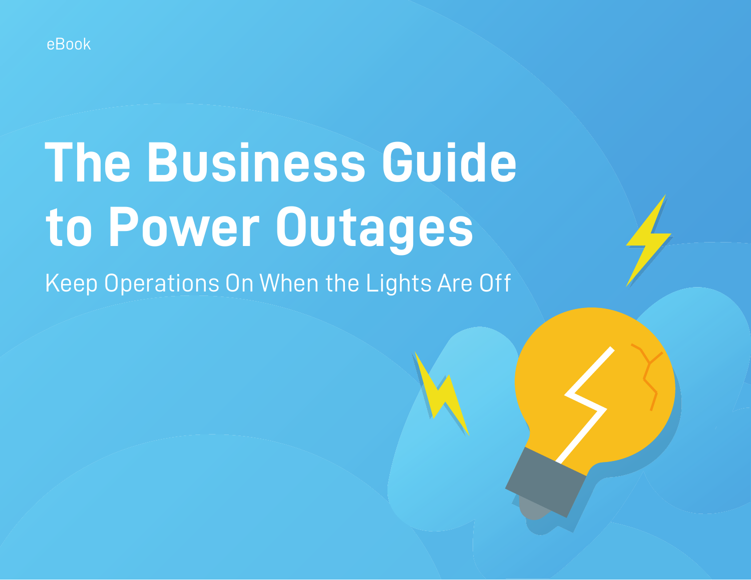eBook

# The Business Guide to Power Outages

Keep Operations On When the Lights Are Off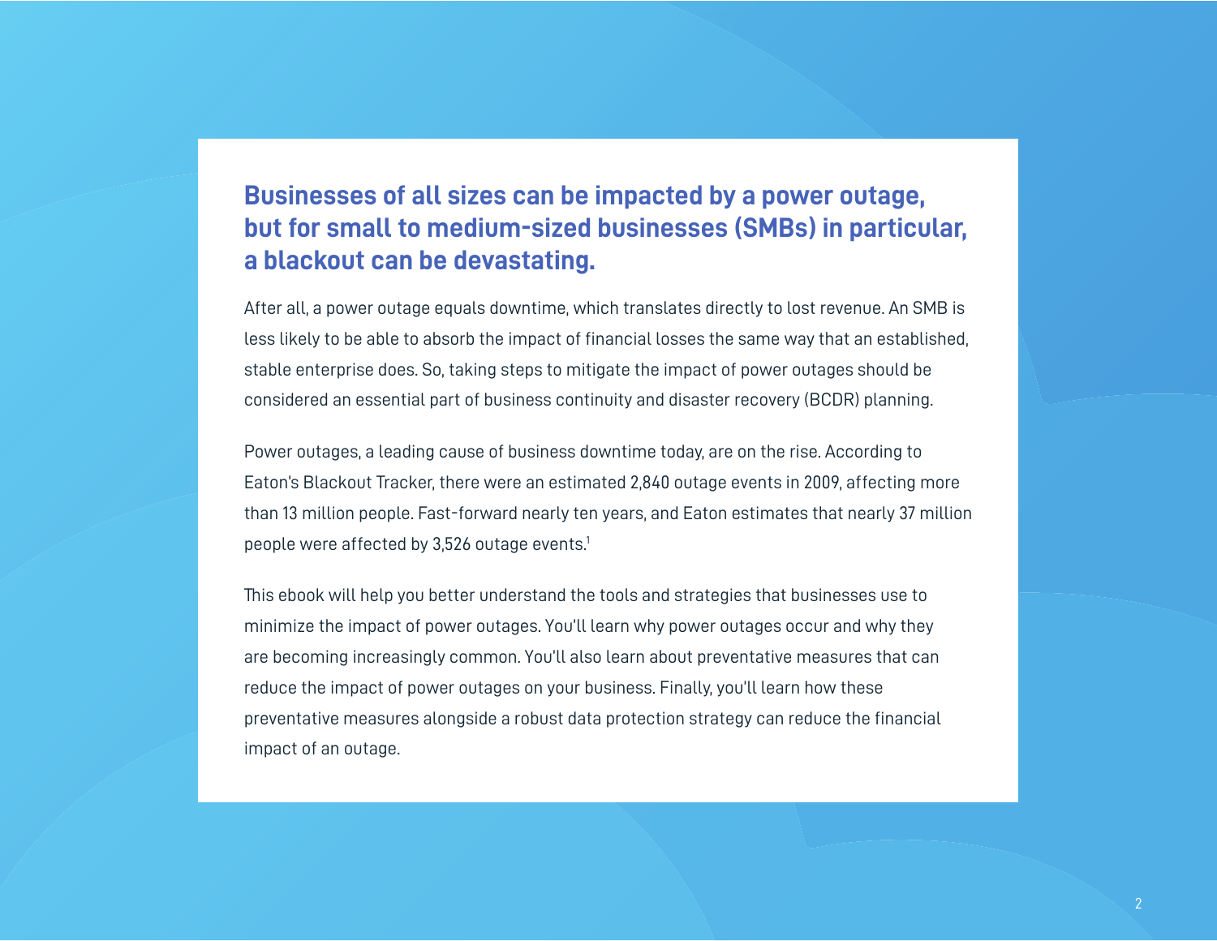## Businesses of all sizes can be impacted by a power outage, but for small to medium-sized businesses (SMBs) in particular, a blackout can be devastating.

After all, a power outage equals downtime, which translates directly to lost revenue. An SMB is less likely to be able to absorb the impact of financial losses the same way that an established, stable enterprise does. So, taking steps to mitigate the impact of power outages should be considered an essential part of business continuity and disaster recovery (BCDR) planning.

Power outages, a leading cause of business downtime today, are on the rise. According to Eaton's Blackout Tracker, there were an estimated 2,840 outage events in 2009, affecting more than 13 million people. Fast-forward nearly ten years, and Eaton estimates that nearly 37 million people were affected by 3,526 outage events.[1]

This ebook will help you better understand the tools and strategies that businesses use to minimize the impact of power outages. You'll learn why power outages occur and why they are becoming increasingly common. You'll also learn about preventative measures that can reduce the impact of power outages on your business. Finally, you'll learn how these preventative measures alongside a robust data protection strategy can reduce the financial impact of an outage.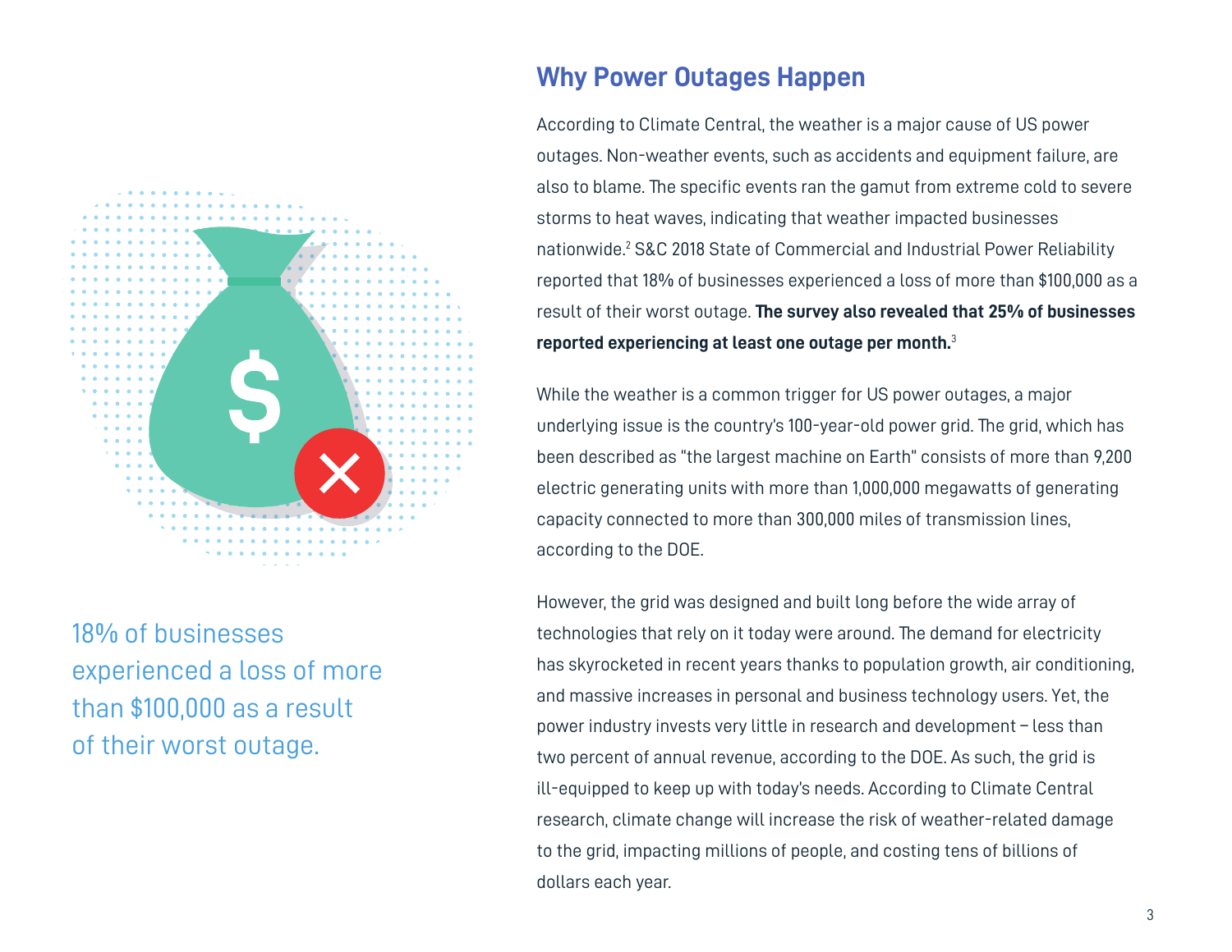18% of businesses experienced a loss of more than $100,000 as a result of their worst outage.

## Why Power Outages Happen

According to Climate Central, the weather is a major cause of US power outages. Non-weather events, such as accidents and equipment failure, are also to blame. The specific events ran the gamut from extreme cold to severe storms to heat waves, indicating that weather impacted businesses nationwide.[2] S&C 2018 State of Commercial and Industrial Power Reliability reported that 18% of businesses experienced a loss of more than $100,000 as a result of their worst outage. **The survey also revealed that 25% of businesses reported experiencing at least one outage per month.**[3]

While the weather is a common trigger for US power outages, a major underlying issue is the country's 100-year-old power grid. The grid, which has been described as "the largest machine on Earth" consists of more than 9,200 electric generating units with more than 1,000,000 megawatts of generating capacity connected to more than 300,000 miles of transmission lines, according to the DOE.

However, the grid was designed and built long before the wide array of technologies that rely on it today were around. The demand for electricity has skyrocketed in recent years thanks to population growth, air conditioning, and massive increases in personal and business technology users. Yet, the power industry invests very little in research and development – less than two percent of annual revenue, according to the DOE. As such, the grid is ill-equipped to keep up with today's needs. According to Climate Central research, climate change will increase the risk of weather-related damage to the grid, impacting millions of people, and costing tens of billions of dollars each year.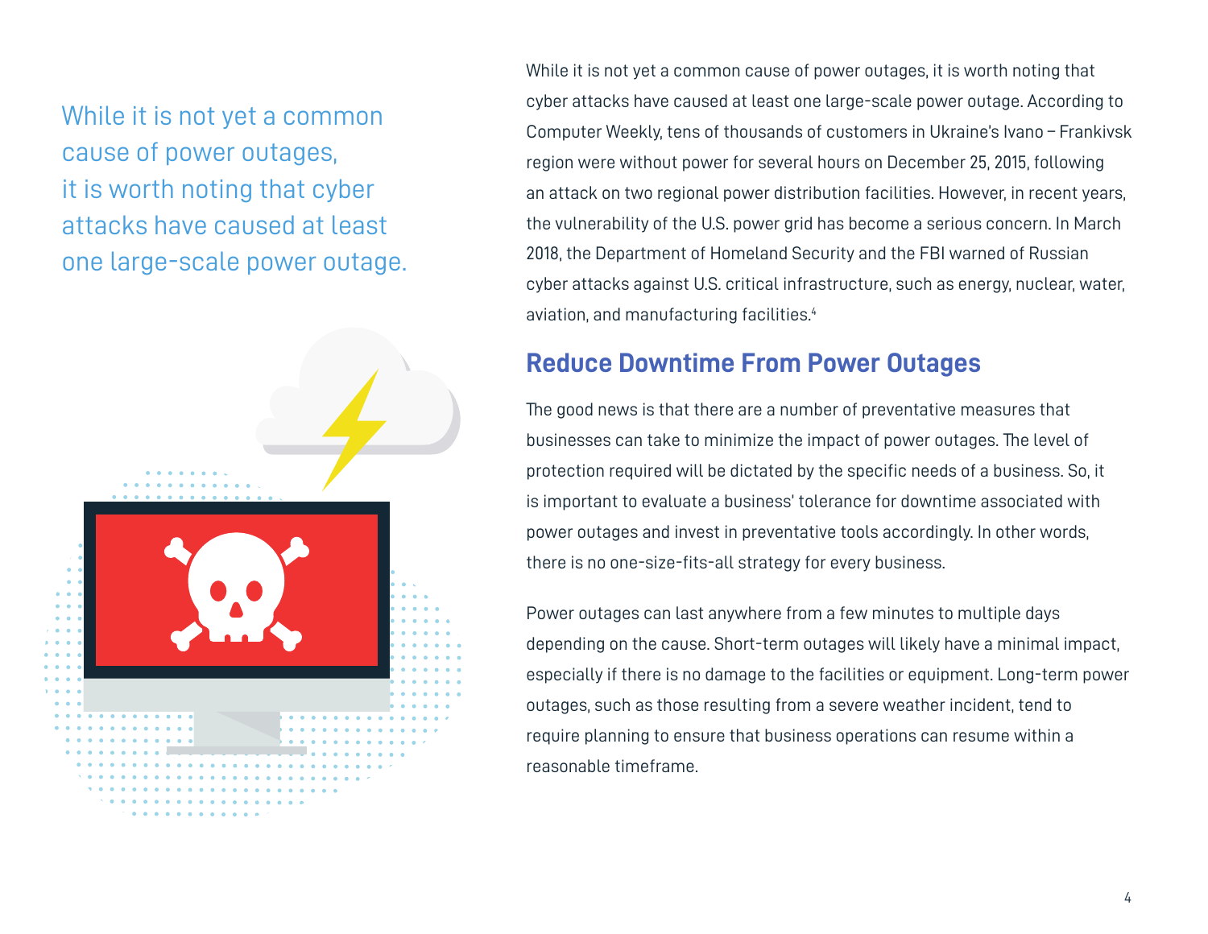> While it is not yet a common cause of power outages, it is worth noting that cyber attacks have caused at least one large-scale power outage.

While it is not yet a common cause of power outages, it is worth noting that cyber attacks have caused at least one large-scale power outage. According to Computer Weekly, tens of thousands of customers in Ukraine's Ivano – Frankivsk region were without power for several hours on December 25, 2015, following an attack on two regional power distribution facilities. However, in recent years, the vulnerability of the U.S. power grid has become a serious concern. In March 2018, the Department of Homeland Security and the FBI warned of Russian cyber attacks against U.S. critical infrastructure, such as energy, nuclear, water, aviation, and manufacturing facilities.[4]

## Reduce Downtime From Power Outages

The good news is that there are a number of preventative measures that businesses can take to minimize the impact of power outages. The level of protection required will be dictated by the specific needs of a business. So, it is important to evaluate a business' tolerance for downtime associated with power outages and invest in preventative tools accordingly. In other words, there is no one-size-fits-all strategy for every business.

Power outages can last anywhere from a few minutes to multiple days depending on the cause. Short-term outages will likely have a minimal impact, especially if there is no damage to the facilities or equipment. Long-term power outages, such as those resulting from a severe weather incident, tend to require planning to ensure that business operations can resume within a reasonable timeframe.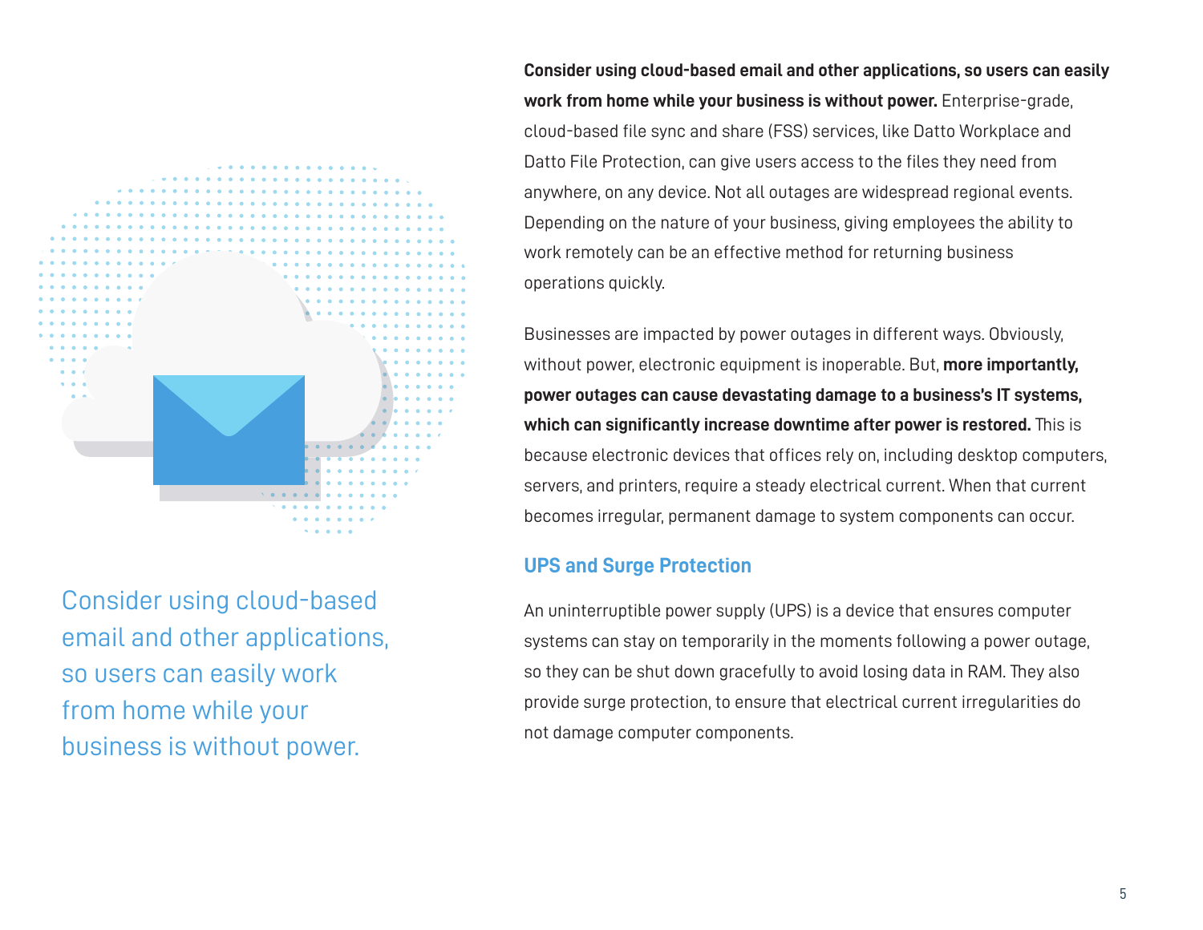Consider using cloud-based email and other applications, so users can easily work from home while your business is without power.

**Consider using cloud-based email and other applications, so users can easily work from home while your business is without power.** Enterprise-grade, cloud-based file sync and share (FSS) services, like Datto Workplace and Datto File Protection, can give users access to the files they need from anywhere, on any device. Not all outages are widespread regional events. Depending on the nature of your business, giving employees the ability to work remotely can be an effective method for returning business operations quickly.

Businesses are impacted by power outages in different ways. Obviously, without power, electronic equipment is inoperable. But, **more importantly, power outages can cause devastating damage to a business's IT systems, which can significantly increase downtime after power is restored.** This is because electronic devices that offices rely on, including desktop computers, servers, and printers, require a steady electrical current. When that current becomes irregular, permanent damage to system components can occur.

## UPS and Surge Protection

An uninterruptible power supply (UPS) is a device that ensures computer systems can stay on temporarily in the moments following a power outage, so they can be shut down gracefully to avoid losing data in RAM. They also provide surge protection, to ensure that electrical current irregularities do not damage computer components.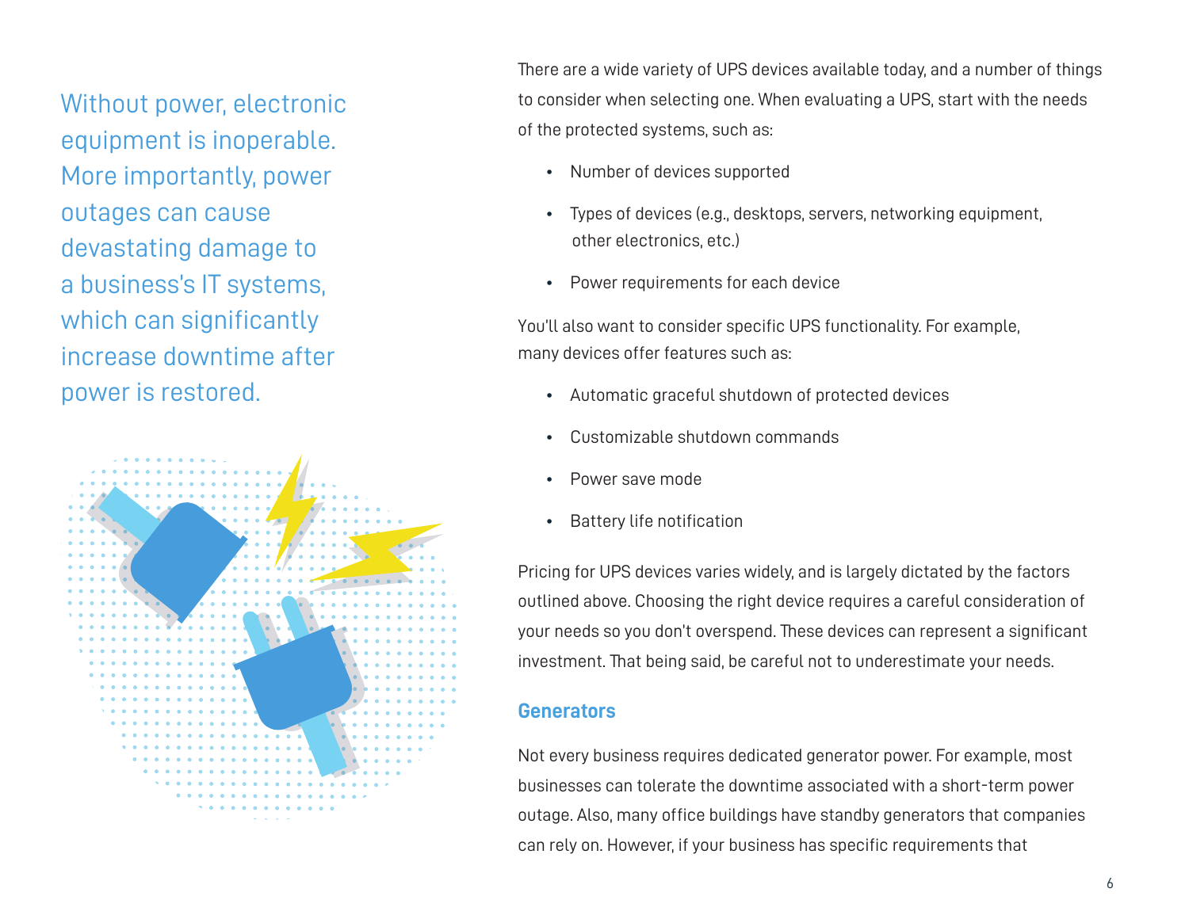Without power, electronic equipment is inoperable. More importantly, power outages can cause devastating damage to a business's IT systems, which can significantly increase downtime after power is restored.

There are a wide variety of UPS devices available today, and a number of things to consider when selecting one. When evaluating a UPS, start with the needs of the protected systems, such as:

- Number of devices supported
- Types of devices (e.g., desktops, servers, networking equipment, other electronics, etc.)
- Power requirements for each device

You'll also want to consider specific UPS functionality. For example, many devices offer features such as:

- Automatic graceful shutdown of protected devices
- Customizable shutdown commands
- Power save mode
- Battery life notification

Pricing for UPS devices varies widely, and is largely dictated by the factors outlined above. Choosing the right device requires a careful consideration of your needs so you don't overspend. These devices can represent a significant investment. That being said, be careful not to underestimate your needs.

### Generators

Not every business requires dedicated generator power. For example, most businesses can tolerate the downtime associated with a short-term power outage. Also, many office buildings have standby generators that companies can rely on. However, if your business has specific requirements that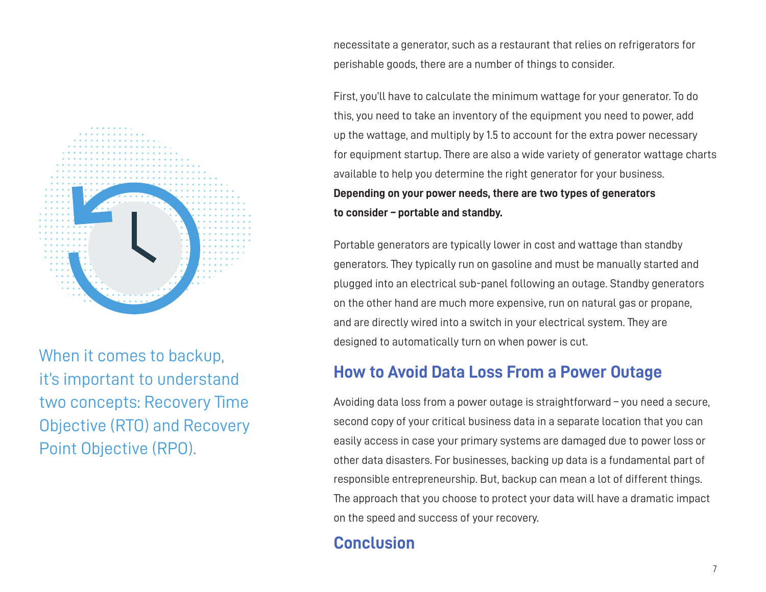When it comes to backup, it's important to understand two concepts: Recovery Time Objective (RTO) and Recovery Point Objective (RPO).

necessitate a generator, such as a restaurant that relies on refrigerators for perishable goods, there are a number of things to consider.

First, you'll have to calculate the minimum wattage for your generator. To do this, you need to take an inventory of the equipment you need to power, add up the wattage, and multiply by 1.5 to account for the extra power necessary for equipment startup. There are also a wide variety of generator wattage charts available to help you determine the right generator for your business. **Depending on your power needs, there are two types of generators to consider – portable and standby.**

Portable generators are typically lower in cost and wattage than standby generators. They typically run on gasoline and must be manually started and plugged into an electrical sub-panel following an outage. Standby generators on the other hand are much more expensive, run on natural gas or propane, and are directly wired into a switch in your electrical system. They are designed to automatically turn on when power is cut.

## How to Avoid Data Loss From a Power Outage

Avoiding data loss from a power outage is straightforward – you need a secure, second copy of your critical business data in a separate location that you can easily access in case your primary systems are damaged due to power loss or other data disasters. For businesses, backing up data is a fundamental part of responsible entrepreneurship. But, backup can mean a lot of different things. The approach that you choose to protect your data will have a dramatic impact on the speed and success of your recovery.

## Conclusion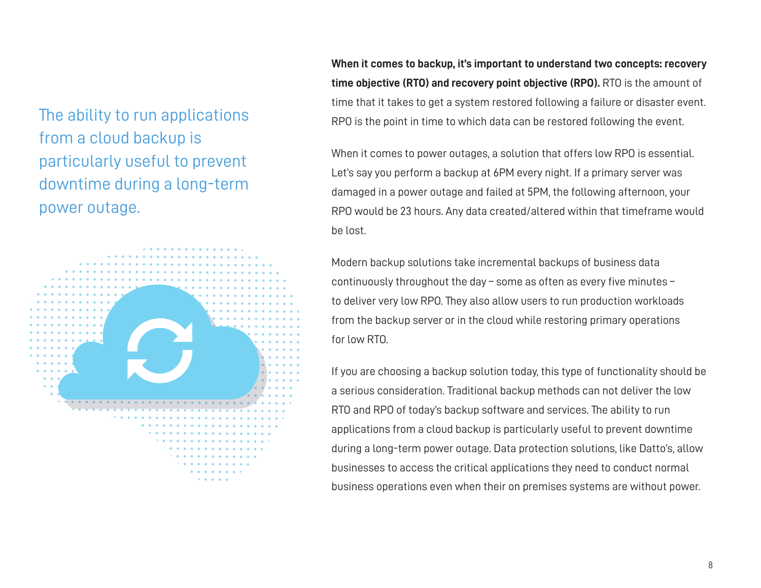The ability to run applications from a cloud backup is particularly useful to prevent downtime during a long-term power outage.

**When it comes to backup, it's important to understand two concepts: recovery time objective (RTO) and recovery point objective (RPO).** RTO is the amount of time that it takes to get a system restored following a failure or disaster event. RPO is the point in time to which data can be restored following the event.

When it comes to power outages, a solution that offers low RPO is essential. Let's say you perform a backup at 6PM every night. If a primary server was damaged in a power outage and failed at 5PM, the following afternoon, your RPO would be 23 hours. Any data created/altered within that timeframe would be lost.

Modern backup solutions take incremental backups of business data continuously throughout the day – some as often as every five minutes – to deliver very low RPO. They also allow users to run production workloads from the backup server or in the cloud while restoring primary operations for low RTO.

If you are choosing a backup solution today, this type of functionality should be a serious consideration. Traditional backup methods can not deliver the low RTO and RPO of today's backup software and services. The ability to run applications from a cloud backup is particularly useful to prevent downtime during a long-term power outage. Data protection solutions, like Datto's, allow businesses to access the critical applications they need to conduct normal business operations even when their on premises systems are without power.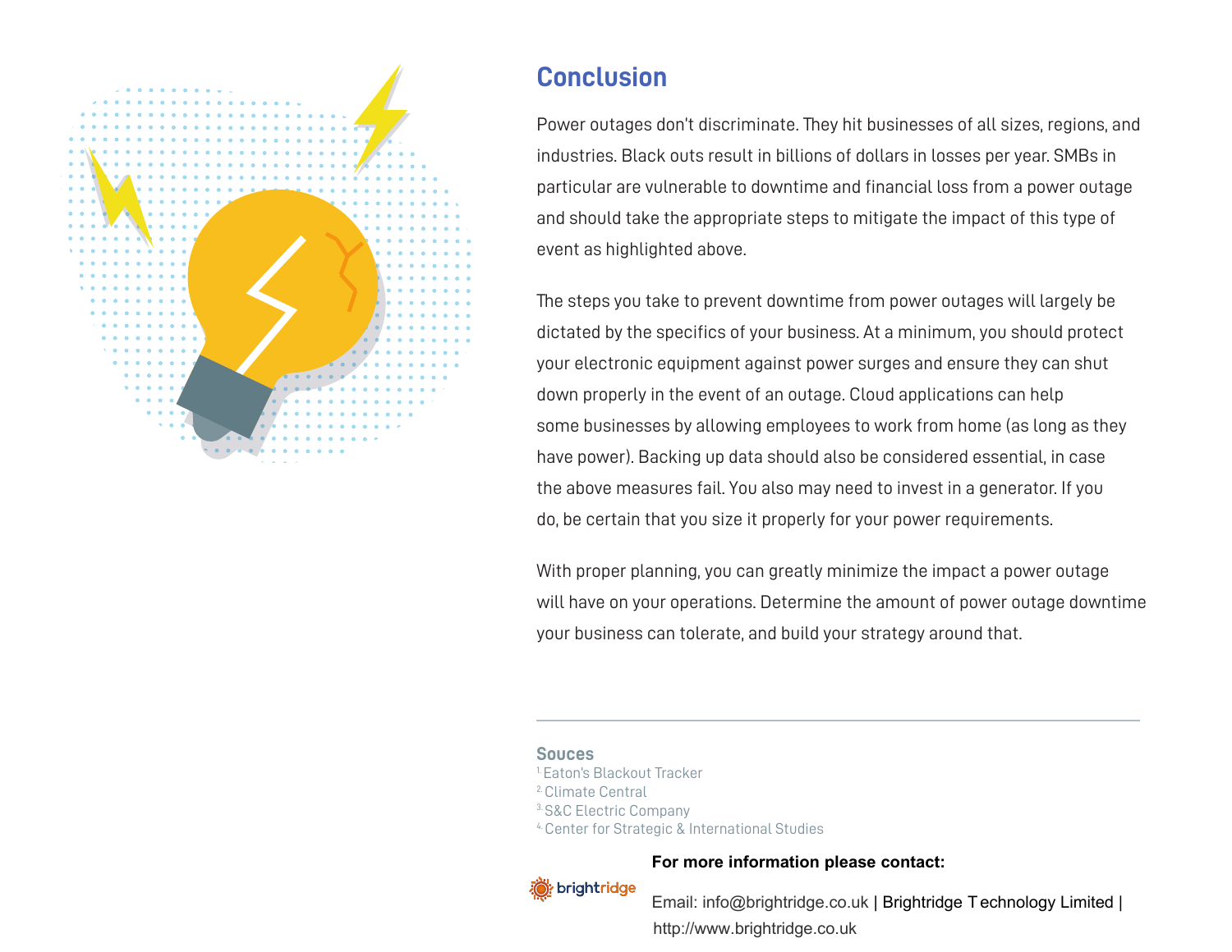## Conclusion

Power outages don't discriminate. They hit businesses of all sizes, regions, and industries. Black outs result in billions of dollars in losses per year. SMBs in particular are vulnerable to downtime and financial loss from a power outage and should take the appropriate steps to mitigate the impact of this type of event as highlighted above.

The steps you take to prevent downtime from power outages will largely be dictated by the specifics of your business. At a minimum, you should protect your electronic equipment against power surges and ensure they can shut down properly in the event of an outage. Cloud applications can help some businesses by allowing employees to work from home (as long as they have power). Backing up data should also be considered essential, in case the above measures fail. You also may need to invest in a generator. If you do, be certain that you size it properly for your power requirements.

With proper planning, you can greatly minimize the impact a power outage will have on your operations. Determine the amount of power outage downtime your business can tolerate, and build your strategy around that.

---

**Souces**

[1] Eaton's Blackout Tracker
[2] Climate Central
[3] S&C Electric Company
[4] Center for Strategic & International Studies

brightridge

**For more information please contact:**

Email: info@brightridge.co.uk | Brightridge Technology Limited | http://www.brightridge.co.uk